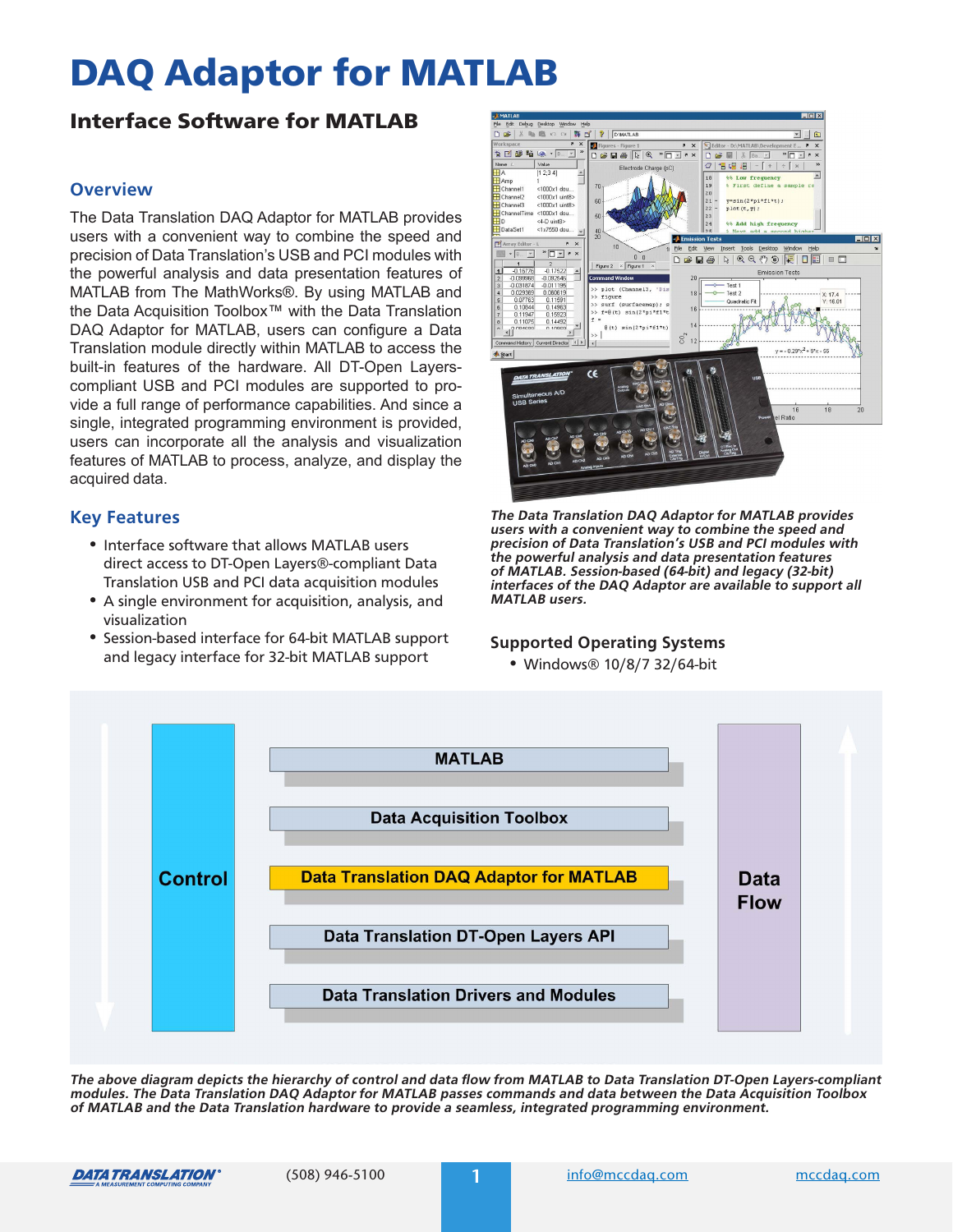# DAQ Adaptor for MATLAB

## Interface Software for MATLAB

### Overview

The Data Translation DAQ Adaptor for MATLAB provides users with a convenient way to combine the speed and precision of Data Translation's USB and PCI modules with the powerful analysis and data presentation features of MATLAB from The MathWorks®. By using MATLAB and the Data Acquisition Toolbox™ with the Data Translation DAQ Adaptor for MATLAB, users can configure a Data Translation module directly within MATLAB to access the built-in features of the hardware. All DT-Open Layers-compliant USB and PCI modules are supported to provide a full range of performance capabilities. And since a single, integrated programming environment is provided, users can incorporate all the analysis and visualization features of MATLAB to process, analyze, and display the acquired data.

### Key Features

- Interface software that allows MATLAB users direct access to DT-Open Layers®-compliant Data Translation USB and PCI data acquisition modules
- A single environment for acquisition, analysis, and visualization
- Session-based interface for 64-bit MATLAB support and legacy interface for 32-bit MATLAB support

*The Data Translation DAQ Adaptor for MATLAB provides users with a convenient way to combine the speed and precision of Data Translation's USB and PCI modules with the powerful analysis and data presentation features of MATLAB. Session-based (64-bit) and legacy (32-bit) interfaces of the DAQ Adaptor are available to support all MATLAB users.*

### Supported Operating Systems

- Windows® 10/8/7 32/64-bit

| Control | Layer | Data Flow |
|---|---|---|
| ↓ | MATLAB | ↑ |
| | Data Acquisition Toolbox | |
| | **Data Translation DAQ Adaptor for MATLAB** | |
| | Data Translation DT-Open Layers API | |
| | Data Translation Drivers and Modules | |

*The above diagram depicts the hierarchy of control and data flow from MATLAB to Data Translation DT-Open Layers-compliant modules. The Data Translation DAQ Adaptor for MATLAB passes commands and data between the Data Acquisition Toolbox of MATLAB and the Data Translation hardware to provide a seamless, integrated programming environment.*

(508) 946-5100 | info@mccdaq.com | mccdaq.com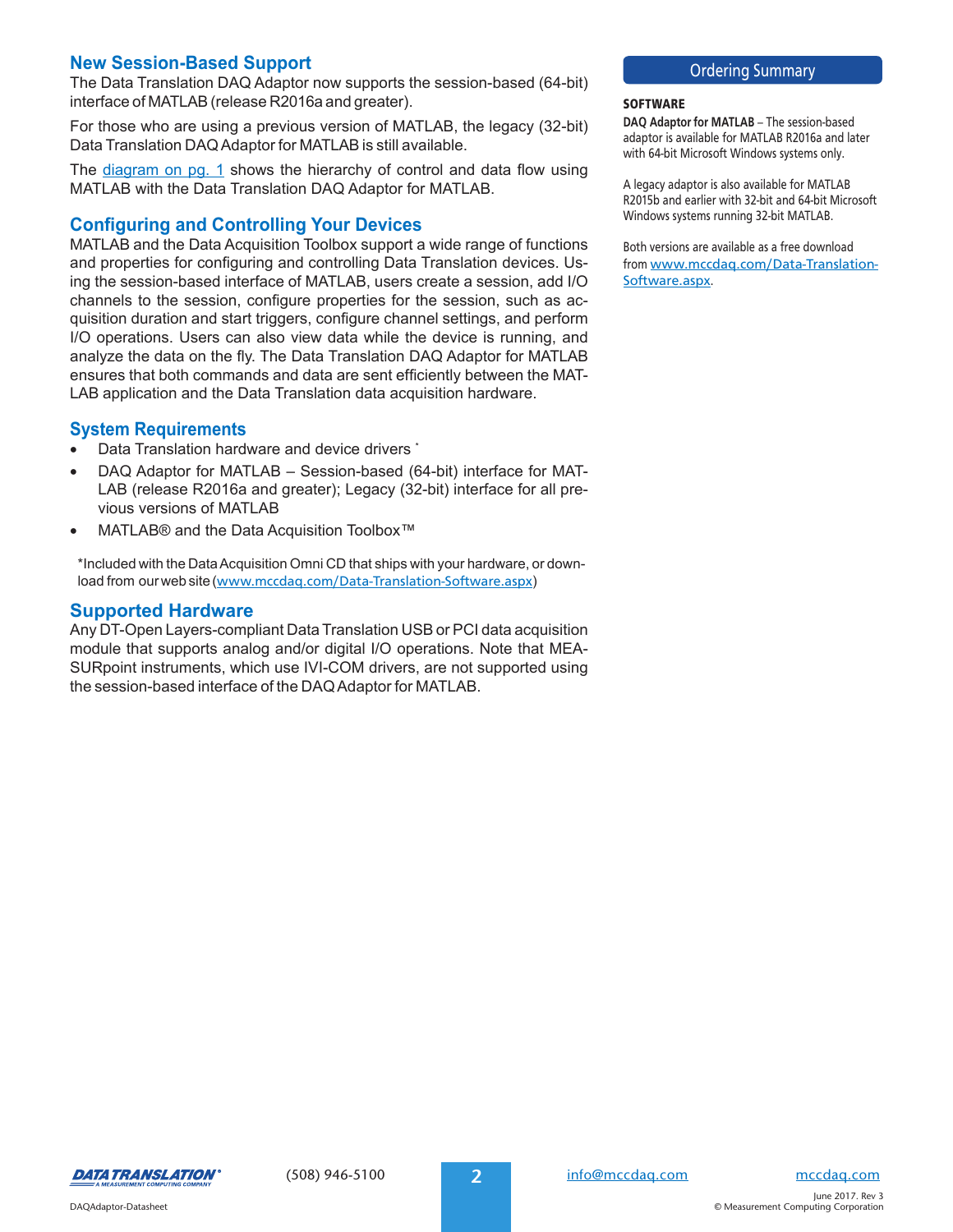## New Session-Based Support

The Data Translation DAQ Adaptor now supports the session-based (64-bit) interface of MATLAB (release R2016a and greater).

For those who are using a previous version of MATLAB, the legacy (32-bit) Data Translation DAQ Adaptor for MATLAB is still available.

The diagram on pg. 1 shows the hierarchy of control and data flow using MATLAB with the Data Translation DAQ Adaptor for MATLAB.

## Configuring and Controlling Your Devices

MATLAB and the Data Acquisition Toolbox support a wide range of functions and properties for configuring and controlling Data Translation devices. Using the session-based interface of MATLAB, users create a session, add I/O channels to the session, configure properties for the session, such as acquisition duration and start triggers, configure channel settings, and perform I/O operations. Users can also view data while the device is running, and analyze the data on the fly. The Data Translation DAQ Adaptor for MATLAB ensures that both commands and data are sent efficiently between the MATLAB application and the Data Translation data acquisition hardware.

## System Requirements

- Data Translation hardware and device drivers *
- DAQ Adaptor for MATLAB – Session-based (64-bit) interface for MATLAB (release R2016a and greater); Legacy (32-bit) interface for all previous versions of MATLAB
- MATLAB® and the Data Acquisition Toolbox™

*Included with the Data Acquisition Omni CD that ships with your hardware, or download from our web site (www.mccdaq.com/Data-Translation-Software.aspx)

## Supported Hardware

Any DT-Open Layers-compliant Data Translation USB or PCI data acquisition module that supports analog and/or digital I/O operations. Note that MEASURpoint instruments, which use IVI-COM drivers, are not supported using the session-based interface of the DAQ Adaptor for MATLAB.

## Ordering Summary

**SOFTWARE**

**DAQ Adaptor for MATLAB** – The session-based adaptor is available for MATLAB R2016a and later with 64-bit Microsoft Windows systems only.

A legacy adaptor is also available for MATLAB R2015b and earlier with 32-bit and 64-bit Microsoft Windows systems running 32-bit MATLAB.

Both versions are available as a free download from www.mccdaq.com/Data-Translation-Software.aspx.